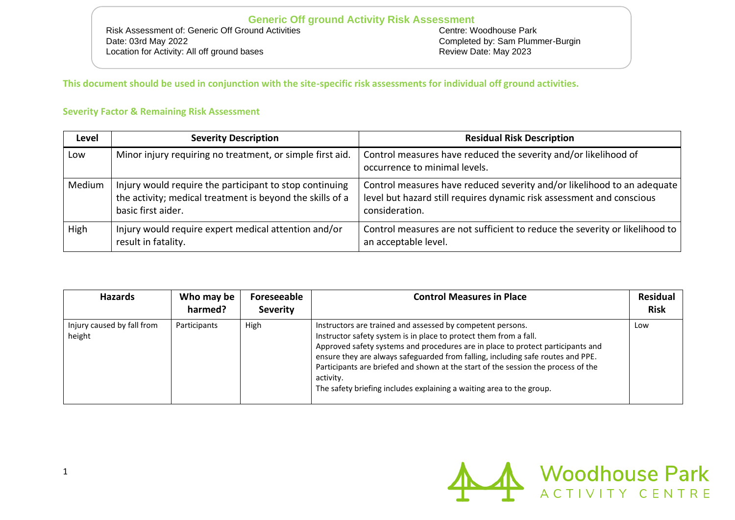# Generic Off ground Activity Risk Assessment

Risk Assessment of: Generic Off Ground Activities
Date: 03rd May 2022
Location for Activity: All off ground bases

Centre: Woodhouse Park
Completed by: Sam Plummer-Burgin
Review Date: May 2023

**This document should be used in conjunction with the site-specific risk assessments for individual off ground activities.**

## Severity Factor & Remaining Risk Assessment

| Level | Severity Description | Residual Risk Description |
|---|---|---|
| Low | Minor injury requiring no treatment, or simple first aid. | Control measures have reduced the severity and/or likelihood of occurrence to minimal levels. |
| Medium | Injury would require the participant to stop continuing the activity; medical treatment is beyond the skills of a basic first aider. | Control measures have reduced severity and/or likelihood to an adequate level but hazard still requires dynamic risk assessment and conscious consideration. |
| High | Injury would require expert medical attention and/or result in fatality. | Control measures are not sufficient to reduce the severity or likelihood to an acceptable level. |

| Hazards | Who may be harmed? | Foreseeable Severity | Control Measures in Place | Residual Risk |
|---|---|---|---|---|
| Injury caused by fall from height | Participants | High | Instructors are trained and assessed by competent persons.<br>Instructor safety system is in place to protect them from a fall.<br>Approved safety systems and procedures are in place to protect participants and ensure they are always safeguarded from falling, including safe routes and PPE.<br>Participants are briefed and shown at the start of the session the process of the activity.<br>The safety briefing includes explaining a waiting area to the group. | Low |

Woodhouse Park ACTIVITY CENTRE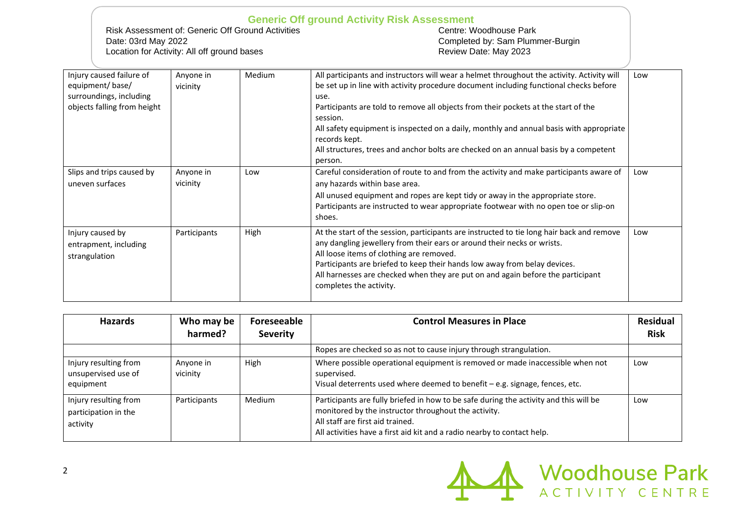# Generic Off ground Activity Risk Assessment

Risk Assessment of: Generic Off Ground Activities
Date: 03rd May 2022
Location for Activity: All off ground bases

Centre: Woodhouse Park
Completed by: Sam Plummer-Burgin
Review Date: May 2023

| Hazards | Who may be harmed? | Foreseeable Severity | Control Measures in Place | Residual Risk |
|---|---|---|---|---|
| Injury caused failure of equipment/ base/ surroundings, including objects falling from height | Anyone in vicinity | Medium | All participants and instructors will wear a helmet throughout the activity. Activity will be set up in line with activity procedure document including functional checks before use.<br>Participants are told to remove all objects from their pockets at the start of the session.<br>All safety equipment is inspected on a daily, monthly and annual basis with appropriate records kept.<br>All structures, trees and anchor bolts are checked on an annual basis by a competent person. | Low |
| Slips and trips caused by uneven surfaces | Anyone in vicinity | Low | Careful consideration of route to and from the activity and make participants aware of any hazards within base area.<br>All unused equipment and ropes are kept tidy or away in the appropriate store.<br>Participants are instructed to wear appropriate footwear with no open toe or slip-on shoes. | Low |
| Injury caused by entrapment, including strangulation | Participants | High | At the start of the session, participants are instructed to tie long hair back and remove any dangling jewellery from their ears or around their necks or wrists.<br>All loose items of clothing are removed.<br>Participants are briefed to keep their hands low away from belay devices.<br>All harnesses are checked when they are put on and again before the participant completes the activity.<br>Ropes are checked so as not to cause injury through strangulation. | Low |
| Injury resulting from unsupervised use of equipment | Anyone in vicinity | High | Where possible operational equipment is removed or made inaccessible when not supervised.<br>Visual deterrents used where deemed to benefit – e.g. signage, fences, etc. | Low |
| Injury resulting from participation in the activity | Participants | Medium | Participants are fully briefed in how to be safe during the activity and this will be monitored by the instructor throughout the activity.<br>All staff are first aid trained.<br>All activities have a first aid kit and a radio nearby to contact help. | Low |

Woodhouse Park ACTIVITY CENTRE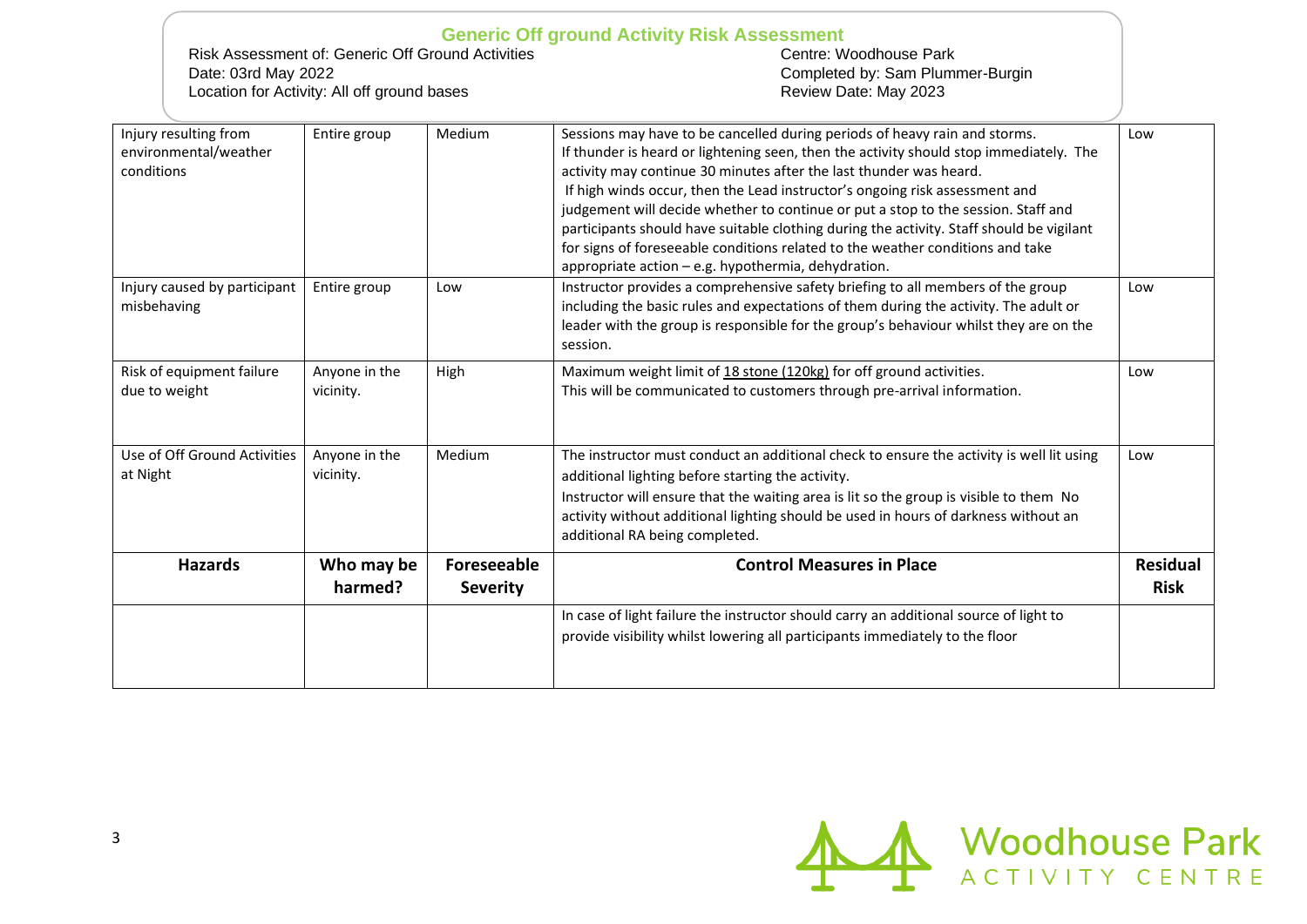| Hazards | Who may be harmed? | Foreseeable Severity | Control Measures in Place | Residual Risk |
|---|---|---|---|---|
| Injury resulting from environmental/weather conditions | Entire group | Medium | Sessions may have to be cancelled during periods of heavy rain and storms. If thunder is heard or lightening seen, then the activity should stop immediately. The activity may continue 30 minutes after the last thunder was heard. If high winds occur, then the Lead instructor's ongoing risk assessment and judgement will decide whether to continue or put a stop to the session. Staff and participants should have suitable clothing during the activity. Staff should be vigilant for signs of foreseeable conditions related to the weather conditions and take appropriate action – e.g. hypothermia, dehydration. | Low |
| Injury caused by participant misbehaving | Entire group | Low | Instructor provides a comprehensive safety briefing to all members of the group including the basic rules and expectations of them during the activity. The adult or leader with the group is responsible for the group's behaviour whilst they are on the session. | Low |
| Risk of equipment failure due to weight | Anyone in the vicinity. | High | Maximum weight limit of 18 stone (120kg) for off ground activities. This will be communicated to customers through pre-arrival information. | Low |
| Use of Off Ground Activities at Night | Anyone in the vicinity. | Medium | The instructor must conduct an additional check to ensure the activity is well lit using additional lighting before starting the activity. Instructor will ensure that the waiting area is lit so the group is visible to them No activity without additional lighting should be used in hours of darkness without an additional RA being completed. | Low |
| | | | In case of light failure the instructor should carry an additional source of light to provide visibility whilst lowering all participants immediately to the floor | |